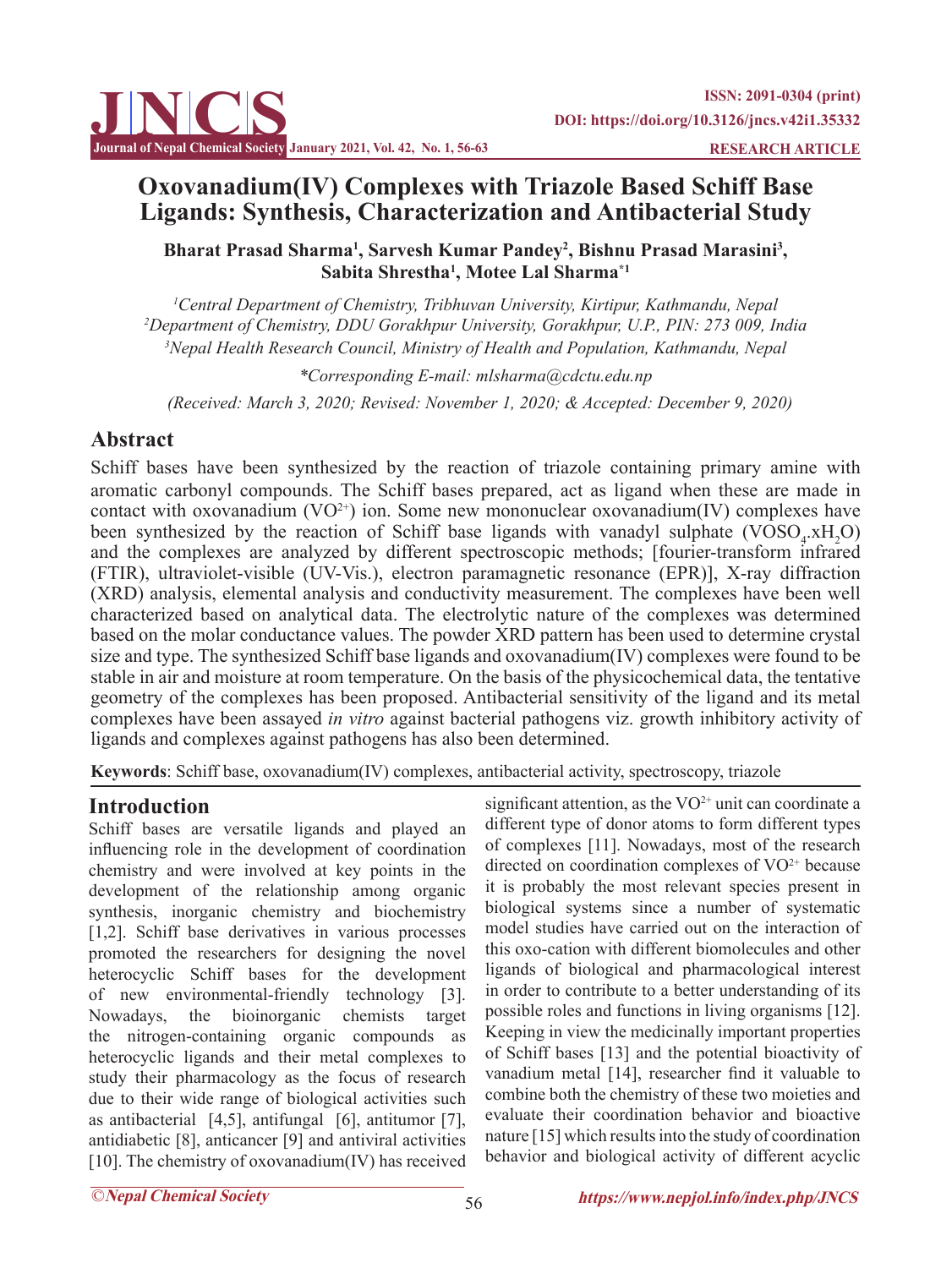# Oxovanadium(IV) Complexes with Triazole Based Schiff Base Ligands: Synthesis, Characterization and Antibacterial Study

**Bharat Prasad Sharma[1], Sarvesh Kumar Pandey[2], Bishnu Prasad Marasini[3], Sabita Shrestha[1], Motee Lal Sharma*[1]**

[1]*Central Department of Chemistry, Tribhuvan University, Kirtipur, Kathmandu, Nepal*
[2]*Department of Chemistry, DDU Gorakhpur University, Gorakhpur, U.P., PIN: 273 009, India*
[3]*Nepal Health Research Council, Ministry of Health and Population, Kathmandu, Nepal*

*\*Corresponding E-mail: mlsharma@cdctu.edu.np*

*(Received: March 3, 2020; Revised: November 1, 2020; & Accepted: December 9, 2020)*

## Abstract

Schiff bases have been synthesized by the reaction of triazole containing primary amine with aromatic carbonyl compounds. The Schiff bases prepared, act as ligand when these are made in contact with oxovanadium ($VO^{2+}$) ion. Some new mononuclear oxovanadium(IV) complexes have been synthesized by the reaction of Schiff base ligands with vanadyl sulphate ($VOSO_4.xH_2O$) and the complexes are analyzed by different spectroscopic methods; [fourier-transform infrared (FTIR), ultraviolet-visible (UV-Vis.), electron paramagnetic resonance (EPR)], X-ray diffraction (XRD) analysis, elemental analysis and conductivity measurement. The complexes have been well characterized based on analytical data. The electrolytic nature of the complexes was determined based on the molar conductance values. The powder XRD pattern has been used to determine crystal size and type. The synthesized Schiff base ligands and oxovanadium(IV) complexes were found to be stable in air and moisture at room temperature. On the basis of the physicochemical data, the tentative geometry of the complexes has been proposed. Antibacterial sensitivity of the ligand and its metal complexes have been assayed *in vitro* against bacterial pathogens viz. growth inhibitory activity of ligands and complexes against pathogens has also been determined.

**Keywords**: Schiff base, oxovanadium(IV) complexes, antibacterial activity, spectroscopy, triazole

## Introduction

Schiff bases are versatile ligands and played an influencing role in the development of coordination chemistry and were involved at key points in the development of the relationship among organic synthesis, inorganic chemistry and biochemistry [1,2]. Schiff base derivatives in various processes promoted the researchers for designing the novel heterocyclic Schiff bases for the development of new environmental-friendly technology [3]. Nowadays, the bioinorganic chemists target the nitrogen-containing organic compounds as heterocyclic ligands and their metal complexes to study their pharmacology as the focus of research due to their wide range of biological activities such as antibacterial [4,5], antifungal [6], antitumor [7], antidiabetic [8], anticancer [9] and antiviral activities [10]. The chemistry of oxovanadium(IV) has received significant attention, as the $VO^{2+}$ unit can coordinate a different type of donor atoms to form different types of complexes [11]. Nowadays, most of the research directed on coordination complexes of $VO^{2+}$ because it is probably the most relevant species present in biological systems since a number of systematic model studies have carried out on the interaction of this oxo-cation with different biomolecules and other ligands of biological and pharmacological interest in order to contribute to a better understanding of its possible roles and functions in living organisms [12]. Keeping in view the medicinally important properties of Schiff bases [13] and the potential bioactivity of vanadium metal [14], researcher find it valuable to combine both the chemistry of these two moieties and evaluate their coordination behavior and bioactive nature [15] which results into the study of coordination behavior and biological activity of different acyclic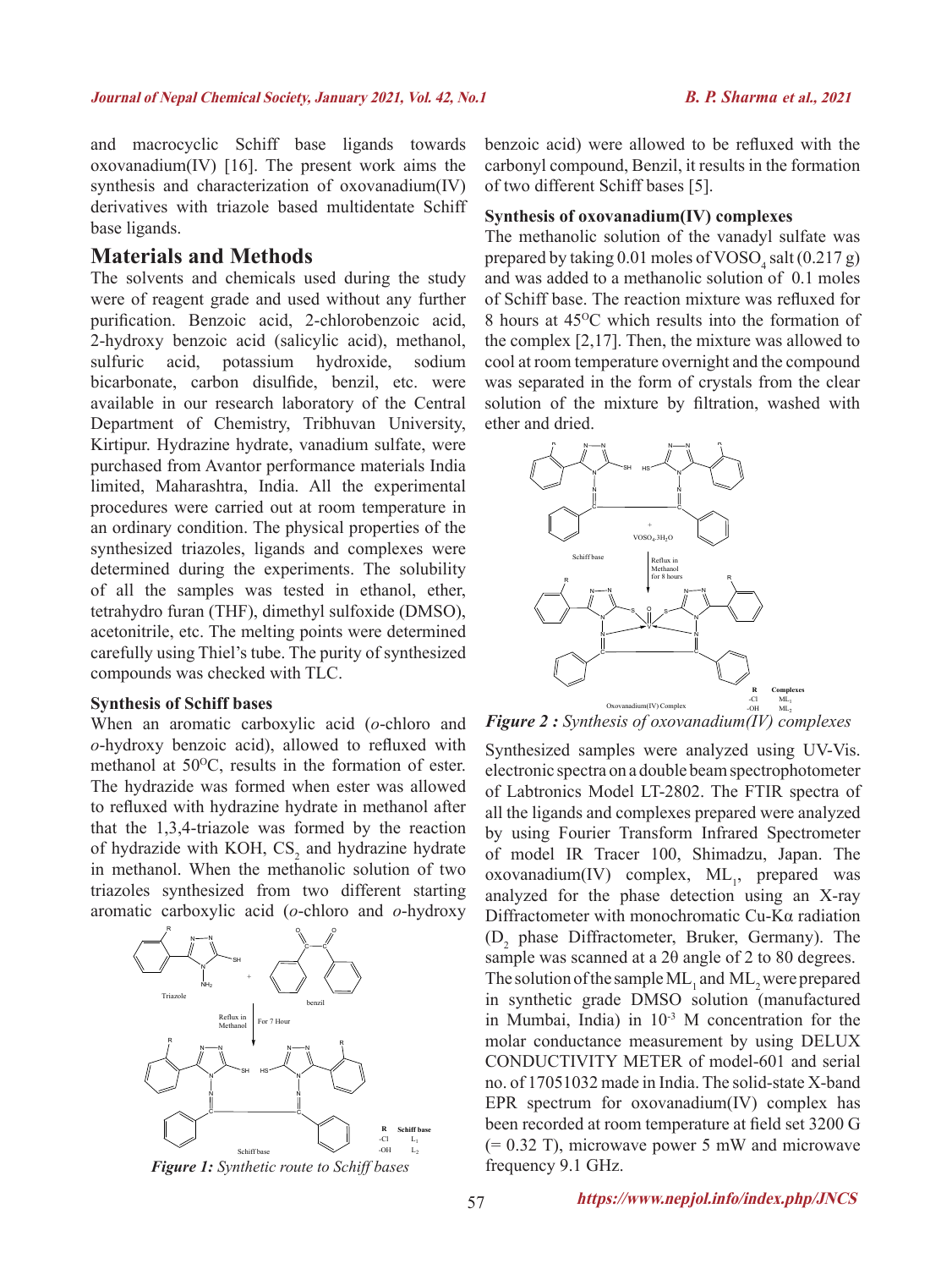and macrocyclic Schiff base ligands towards oxovanadium(IV) [16]. The present work aims the synthesis and characterization of oxovanadium(IV) derivatives with triazole based multidentate Schiff base ligands.

## Materials and Methods

The solvents and chemicals used during the study were of reagent grade and used without any further purification. Benzoic acid, 2-chlorobenzoic acid, 2-hydroxy benzoic acid (salicylic acid), methanol, sulfuric acid, potassium hydroxide, sodium bicarbonate, carbon disulfide, benzil, etc. were available in our research laboratory of the Central Department of Chemistry, Tribhuvan University, Kirtipur. Hydrazine hydrate, vanadium sulfate, were purchased from Avantor performance materials India limited, Maharashtra, India. All the experimental procedures were carried out at room temperature in an ordinary condition. The physical properties of the synthesized triazoles, ligands and complexes were determined during the experiments. The solubility of all the samples was tested in ethanol, ether, tetrahydro furan (THF), dimethyl sulfoxide (DMSO), acetonitrile, etc. The melting points were determined carefully using Thiel's tube. The purity of synthesized compounds was checked with TLC.

### Synthesis of Schiff bases

When an aromatic carboxylic acid (*o*-chloro and *o*-hydroxy benzoic acid), allowed to refluxed with methanol at 50°C, results in the formation of ester. The hydrazide was formed when ester was allowed to refluxed with hydrazine hydrate in methanol after that the 1,3,4-triazole was formed by the reaction of hydrazide with KOH, $CS_2$ and hydrazine hydrate in methanol. When the methanolic solution of two triazoles synthesized from two different starting aromatic carboxylic acid (*o*-chloro and *o*-hydroxy benzoic acid) were allowed to be refluxed with the carbonyl compound, Benzil, it results in the formation of two different Schiff bases [5].

**Figure 1:** *Synthetic route to Schiff bases*

### Synthesis of oxovanadium(IV) complexes

The methanolic solution of the vanadyl sulfate was prepared by taking 0.01 moles of $VOSO_4$ salt (0.217 g) and was added to a methanolic solution of 0.1 moles of Schiff base. The reaction mixture was refluxed for 8 hours at 45°C which results into the formation of the complex [2,17]. Then, the mixture was allowed to cool at room temperature overnight and the compound was separated in the form of crystals from the clear solution of the mixture by filtration, washed with ether and dried.

**Figure 2 :** *Synthesis of oxovanadium(IV) complexes*

Synthesized samples were analyzed using UV-Vis. electronic spectra on a double beam spectrophotometer of Labtronics Model LT-2802. The FTIR spectra of all the ligands and complexes prepared were analyzed by using Fourier Transform Infrared Spectrometer of model IR Tracer 100, Shimadzu, Japan. The oxovanadium(IV) complex, $ML_1$, prepared was analyzed for the phase detection using an X-ray Diffractometer with monochromatic Cu-Kα radiation ($D_2$ phase Diffractometer, Bruker, Germany). The sample was scanned at a 2θ angle of 2 to 80 degrees. The solution of the sample $ML_1$ and $ML_2$ were prepared in synthetic grade DMSO solution (manufactured in Mumbai, India) in $10^{-3}$ M concentration for the molar conductance measurement by using DELUX CONDUCTIVITY METER of model-601 and serial no. of 17051032 made in India. The solid-state X-band EPR spectrum for oxovanadium(IV) complex has been recorded at room temperature at field set 3200 G (= 0.32 T), microwave power 5 mW and microwave frequency 9.1 GHz.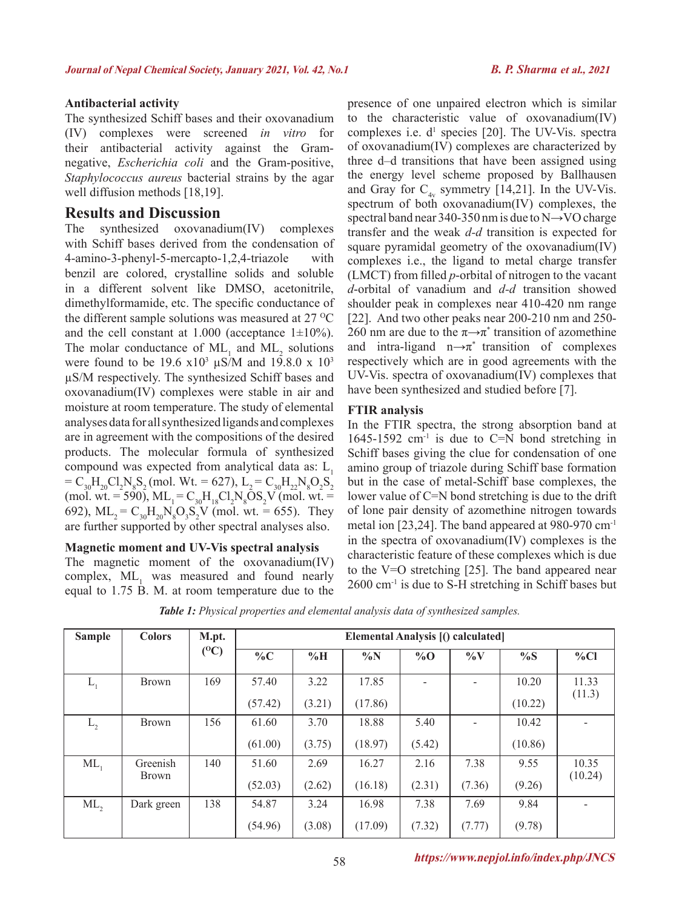**Antibacterial activity**

The synthesized Schiff bases and their oxovanadium (IV) complexes were screened *in vitro* for their antibacterial activity against the Gram-negative, *Escherichia coli* and the Gram-positive, *Staphylococcus aureus* bacterial strains by the agar well diffusion methods [18,19].

## Results and Discussion

The synthesized oxovanadium(IV) complexes with Schiff bases derived from the condensation of 4-amino-3-phenyl-5-mercapto-1,2,4-triazole with benzil are colored, crystalline solids and soluble in a different solvent like DMSO, acetonitrile, dimethylformamide, etc. The specific conductance of the different sample solutions was measured at 27 $^{O}C$ and the cell constant at 1.000 (acceptance 1±10%). The molar conductance of $ML_1$ and $ML_2$ solutions were found to be 19.6 x$10^3$ µS/M and 19.8.0 x $10^3$ µS/M respectively. The synthesized Schiff bases and oxovanadium(IV) complexes were stable in air and moisture at room temperature. The study of elemental analyses data for all synthesized ligands and complexes are in agreement with the compositions of the desired products. The molecular formula of synthesized compound was expected from analytical data as: $L_1 = C_{30}H_{20}Cl_2N_8S_2$ (mol. Wt. = 627), $L_2 = C_{30}H_{22}N_8O_2S_2$ (mol. wt. = 590), $ML_1 = C_{30}H_{18}Cl_2N_8OS_2V$ (mol. wt. = 692), $ML_2 = C_{30}H_{20}N_8O_3S_2V$ (mol. wt. = 655). They are further supported by other spectral analyses also.

**Magnetic moment and UV-Vis spectral analysis**

The magnetic moment of the oxovanadium(IV) complex, $ML_1$ was measured and found nearly equal to 1.75 B. M. at room temperature due to the presence of one unpaired electron which is similar to the characteristic value of oxovanadium(IV) complexes i.e. $d^1$ species [20]. The UV-Vis. spectra of oxovanadium(IV) complexes are characterized by three d–d transitions that have been assigned using the energy level scheme proposed by Ballhausen and Gray for $C_{4v}$ symmetry [14,21]. In the UV-Vis. spectrum of both oxovanadium(IV) complexes, the spectral band near 340-350 nm is due to N→VO charge transfer and the weak *d-d* transition is expected for square pyramidal geometry of the oxovanadium(IV) complexes i.e., the ligand to metal charge transfer (LMCT) from filled *p*-orbital of nitrogen to the vacant *d*-orbital of vanadium and *d-d* transition showed shoulder peak in complexes near 410-420 nm range [22]. And two other peaks near 200-210 nm and 250-260 nm are due to the $\pi\rightarrow\pi^*$ transition of azomethine and intra-ligand $n\rightarrow\pi^*$ transition of complexes respectively which are in good agreements with the UV-Vis. spectra of oxovanadium(IV) complexes that have been synthesized and studied before [7].

**FTIR analysis**

In the FTIR spectra, the strong absorption band at 1645-1592 $cm^{-1}$ is due to C=N bond stretching in Schiff bases giving the clue for condensation of one amino group of triazole during Schiff base formation but in the case of metal-Schiff base complexes, the lower value of C=N bond stretching is due to the drift of lone pair density of azomethine nitrogen towards metal ion [23,24]. The band appeared at 980-970 $cm^{-1}$ in the spectra of oxovanadium(IV) complexes is the characteristic feature of these complexes which is due to the V=O stretching [25]. The band appeared near 2600 $cm^{-1}$ is due to S-H stretching in Schiff bases but

***Table 1:*** *Physical properties and elemental analysis data of synthesized samples.*

| Sample | Colors | M.pt. ($^{O}C$) | Elemental Analysis [() calculated] | | | | | | |
|---|---|---|---|---|---|---|---|---|---|
| | | | %C | %H | %N | %O | %V | %S | %Cl |
| $L_1$ | Brown | 169 | 57.40 (57.42) | 3.22 (3.21) | 17.85 (17.86) | - | - | 10.20 (10.22) | 11.33 (11.3) |
| $L_2$ | Brown | 156 | 61.60 (61.00) | 3.70 (3.75) | 18.88 (18.97) | 5.40 (5.42) | - | 10.42 (10.86) | - |
| $ML_1$ | Greenish Brown | 140 | 51.60 (52.03) | 2.69 (2.62) | 16.27 (16.18) | 2.16 (2.31) | 7.38 (7.36) | 9.55 (9.26) | 10.35 (10.24) |
| $ML_2$ | Dark green | 138 | 54.87 (54.96) | 3.24 (3.08) | 16.98 (17.09) | 7.38 (7.32) | 7.69 (7.77) | 9.84 (9.78) | - |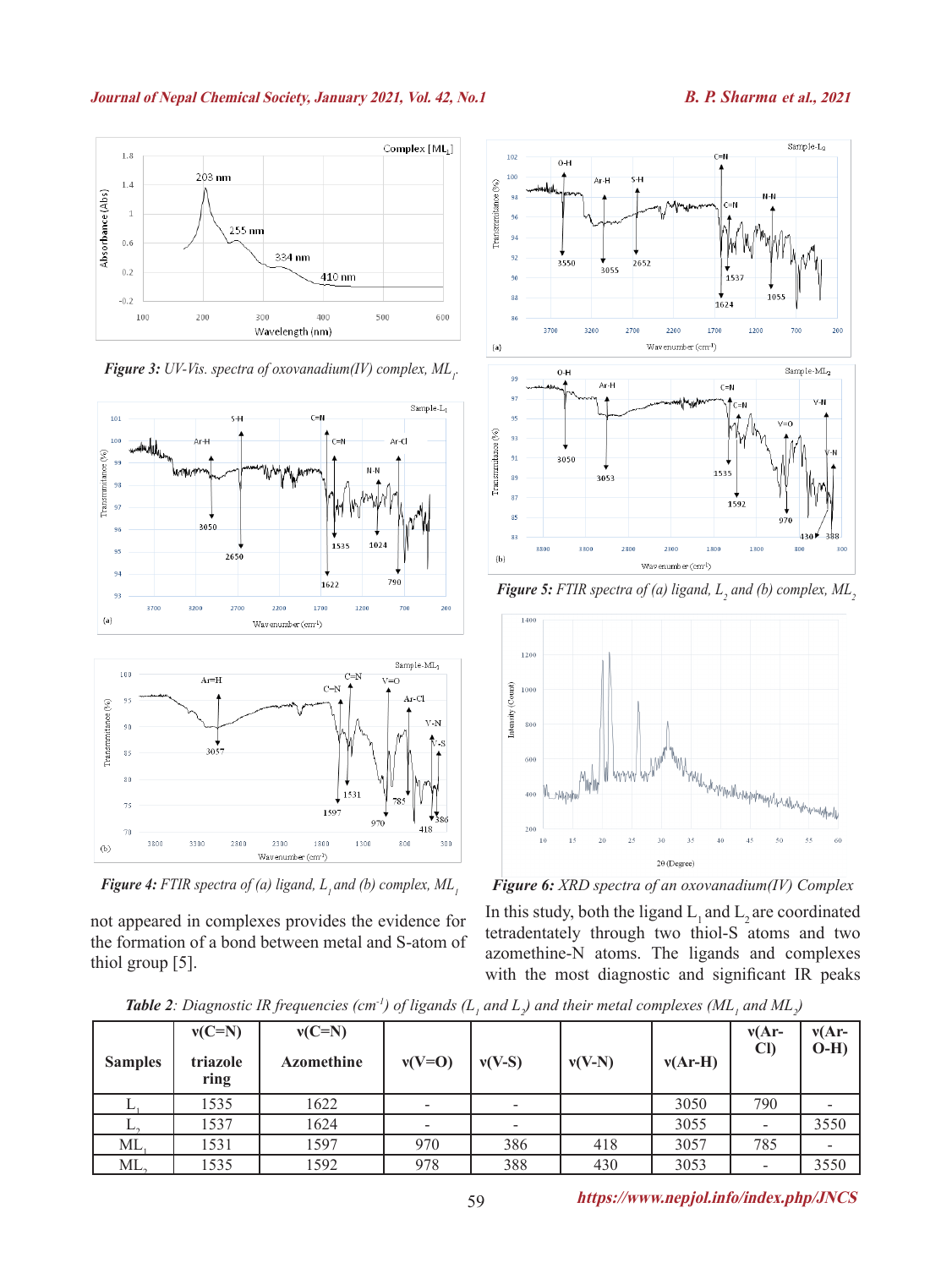*Figure 3: UV-Vis. spectra of oxovanadium(IV) complex, $ML_1$.*

*Figure 4: FTIR spectra of (a) ligand, $L_1$ and (b) complex, $ML_1$*

not appeared in complexes provides the evidence for the formation of a bond between metal and S-atom of thiol group [5].

*Figure 5: FTIR spectra of (a) ligand, $L_2$ and (b) complex, $ML_2$*

*Figure 6: XRD spectra of an oxovanadium(IV) Complex*

In this study, both the ligand $L_1$ and $L_2$ are coordinated tetradentately through two thiol-S atoms and two azomethine-N atoms. The ligands and complexes with the most diagnostic and significant IR peaks

*Table 2: Diagnostic IR frequencies ($cm^{-1}$) of ligands ($L_1$ and $L_2$) and their metal complexes ($ML_1$ and $ML_2$)*

| Samples | ν(C=N) triazole ring | ν(C=N) Azomethine | ν(V=O) | ν(V-S) | ν(V-N) | ν(Ar-H) | ν(Ar-Cl) | ν(Ar-O-H) |
|---|---|---|---|---|---|---|---|---|
| $L_1$ | 1535 | 1622 | - | - | | 3050 | 790 | - |
| $L_2$ | 1537 | 1624 | - | - | | 3055 | - | 3550 |
| $ML_1$ | 1531 | 1597 | 970 | 386 | 418 | 3057 | 785 | - |
| $ML_2$ | 1535 | 1592 | 978 | 388 | 430 | 3053 | - | 3550 |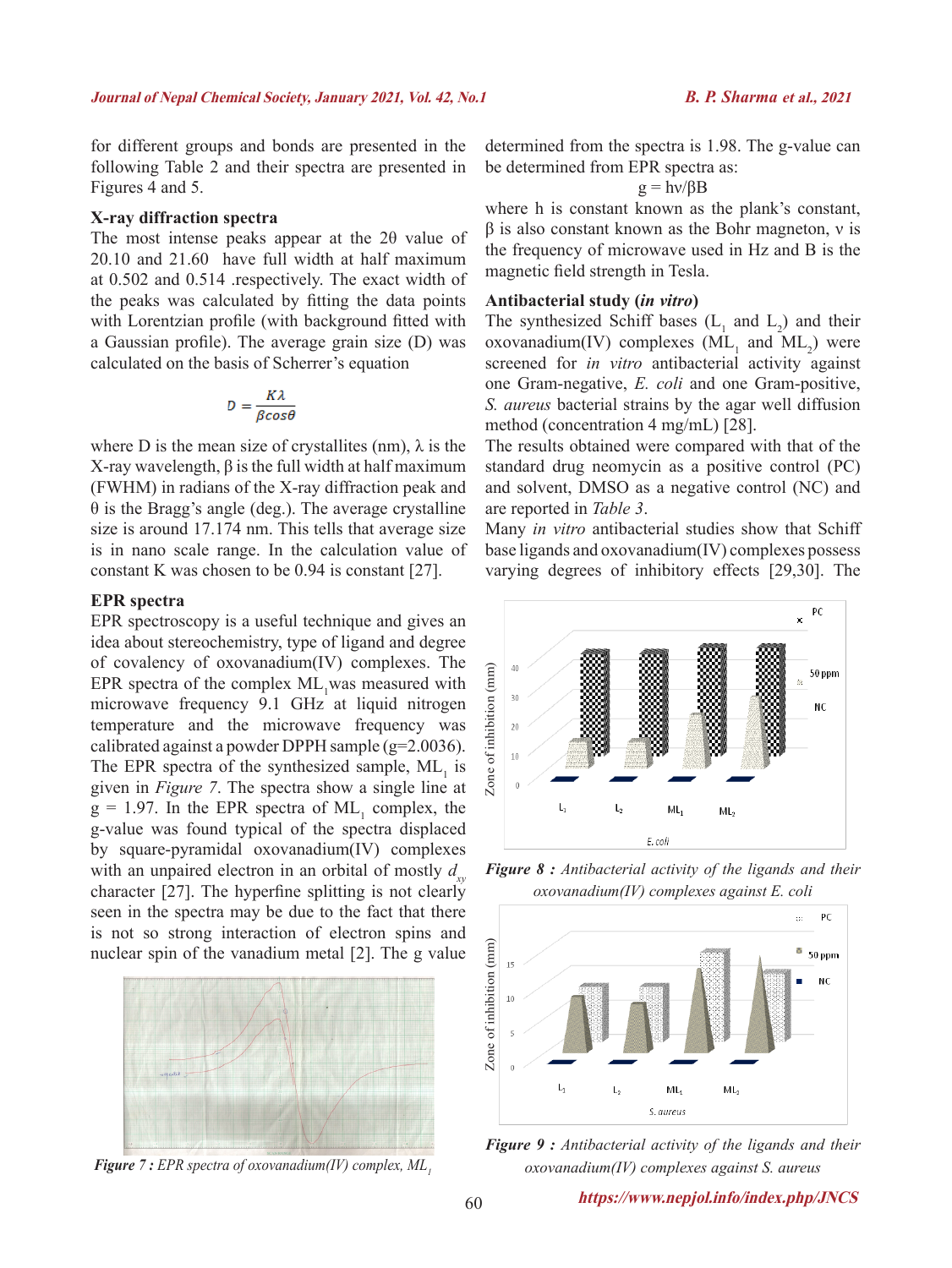for different groups and bonds are presented in the following Table 2 and their spectra are presented in Figures 4 and 5.

### X-ray diffraction spectra

The most intense peaks appear at the 2θ value of 20.10 and 21.60 have full width at half maximum at 0.502 and 0.514 .respectively. The exact width of the peaks was calculated by fitting the data points with Lorentzian profile (with background fitted with a Gaussian profile). The average grain size (D) was calculated on the basis of Scherrer's equation

$$D = \frac{K\lambda}{\beta cos\theta}$$

where D is the mean size of crystallites (nm), λ is the X-ray wavelength, β is the full width at half maximum (FWHM) in radians of the X-ray diffraction peak and θ is the Bragg's angle (deg.). The average crystalline size is around 17.174 nm. This tells that average size is in nano scale range. In the calculation value of constant K was chosen to be 0.94 is constant [27].

### EPR spectra

EPR spectroscopy is a useful technique and gives an idea about stereochemistry, type of ligand and degree of covalency of oxovanadium(IV) complexes. The EPR spectra of the complex $ML_1$was measured with microwave frequency 9.1 GHz at liquid nitrogen temperature and the microwave frequency was calibrated against a powder DPPH sample (g=2.0036). The EPR spectra of the synthesized sample, $ML_1$ is given in *Figure 7*. The spectra show a single line at g = 1.97. In the EPR spectra of $ML_1$ complex, the g-value was found typical of the spectra displaced by square-pyramidal oxovanadium(IV) complexes with an unpaired electron in an orbital of mostly $d_{xy}$ character [27]. The hyperfine splitting is not clearly seen in the spectra may be due to the fact that there is not so strong interaction of electron spins and nuclear spin of the vanadium metal [2]. The g value determined from the spectra is 1.98. The g-value can be determined from EPR spectra as:

$$g = h\nu/\beta B$$

where h is constant known as the plank's constant, β is also constant known as the Bohr magneton, ν is the frequency of microwave used in Hz and B is the magnetic field strength in Tesla.

***Figure 7 :** EPR spectra of oxovanadium(IV) complex, $ML_1$*

### Antibacterial study (*in vitro*)

The synthesized Schiff bases ($L_1$ and $L_2$) and their oxovanadium(IV) complexes ($ML_1$ and $ML_2$) were screened for *in vitro* antibacterial activity against one Gram-negative, *E. coli* and one Gram-positive, *S. aureus* bacterial strains by the agar well diffusion method (concentration 4 mg/mL) [28].

The results obtained were compared with that of the standard drug neomycin as a positive control (PC) and solvent, DMSO as a negative control (NC) and are reported in *Table 3*.

Many *in vitro* antibacterial studies show that Schiff base ligands and oxovanadium(IV) complexes possess varying degrees of inhibitory effects [29,30]. The

***Figure 8 :** Antibacterial activity of the ligands and their oxovanadium(IV) complexes against E. coli*

***Figure 9 :** Antibacterial activity of the ligands and their oxovanadium(IV) complexes against S. aureus*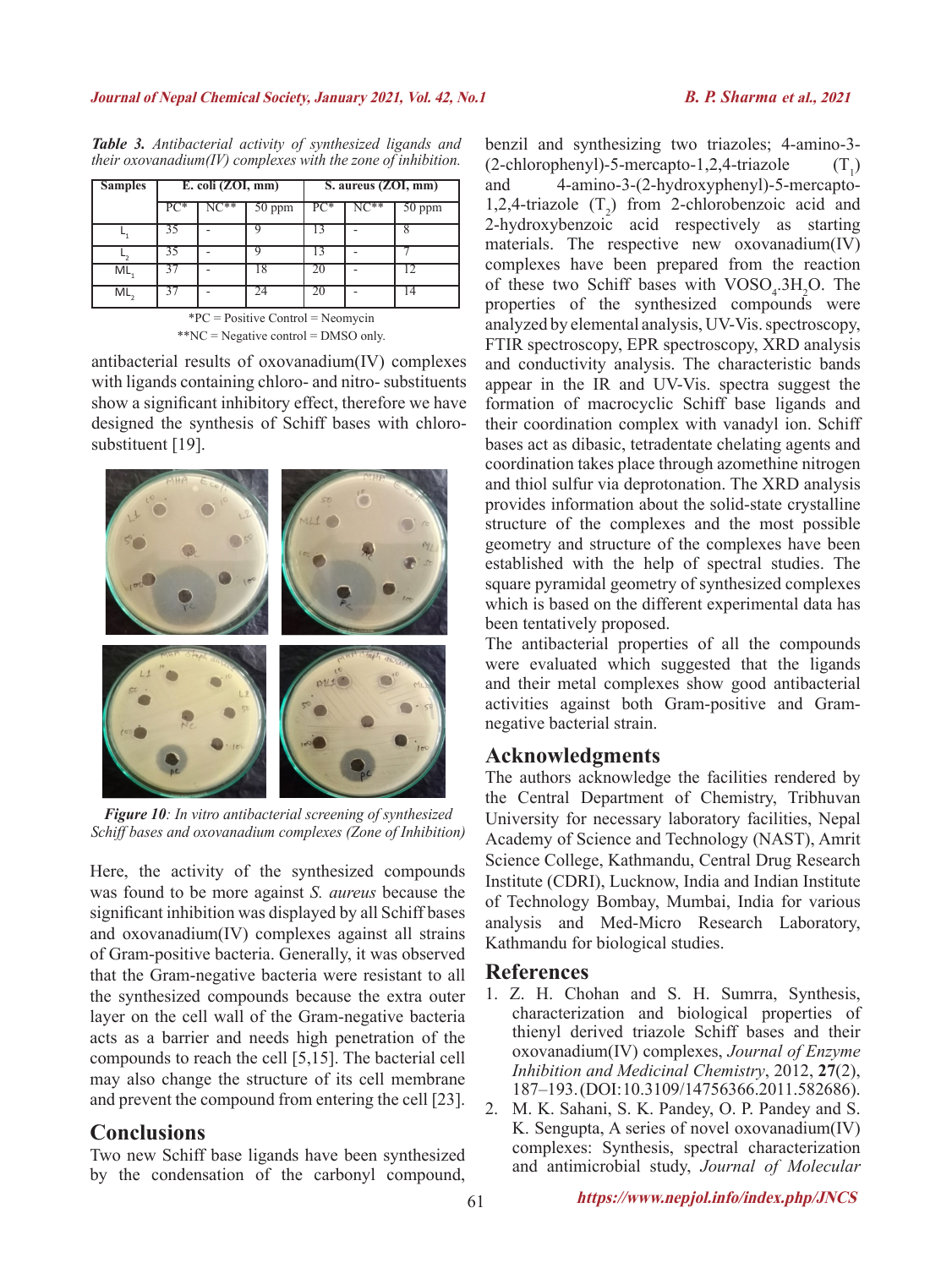*Table 3. Antibacterial activity of synthesized ligands and their oxovanadium(IV) complexes with the zone of inhibition.*

| Samples | E. coli (ZOI, mm) | | | S. aureus (ZOI, mm) | | |
|---|---|---|---|---|---|---|
| | PC* | NC** | 50 ppm | PC* | NC** | 50 ppm |
| $L_1$ | 35 | - | 9 | 13 | - | 8 |
| $L_2$ | 35 | - | 9 | 13 | - | 7 |
| $ML_1$ | 37 | - | 18 | 20 | - | 12 |
| $ML_2$ | 37 | - | 24 | 20 | - | 14 |

*PC = Positive Control = Neomycin
**NC = Negative control = DMSO only.

antibacterial results of oxovanadium(IV) complexes with ligands containing chloro- and nitro- substituents show a significant inhibitory effect, therefore we have designed the synthesis of Schiff bases with chloro-substituent [19].

***Figure 10**: In vitro antibacterial screening of synthesized Schiff bases and oxovanadium complexes (Zone of Inhibition)*

Here, the activity of the synthesized compounds was found to be more against *S. aureus* because the significant inhibition was displayed by all Schiff bases and oxovanadium(IV) complexes against all strains of Gram-positive bacteria. Generally, it was observed that the Gram-negative bacteria were resistant to all the synthesized compounds because the extra outer layer on the cell wall of the Gram-negative bacteria acts as a barrier and needs high penetration of the compounds to reach the cell [5,15]. The bacterial cell may also change the structure of its cell membrane and prevent the compound from entering the cell [23].

## Conclusions

Two new Schiff base ligands have been synthesized by the condensation of the carbonyl compound, benzil and synthesizing two triazoles; 4-amino-3-(2-chlorophenyl)-5-mercapto-1,2,4-triazole ($T_1$) and 4-amino-3-(2-hydroxyphenyl)-5-mercapto-1,2,4-triazole ($T_2$) from 2-chlorobenzoic acid and 2-hydroxybenzoic acid respectively as starting materials. The respective new oxovanadium(IV) complexes have been prepared from the reaction of these two Schiff bases with $VOSO_4.3H_2O$. The properties of the synthesized compounds were analyzed by elemental analysis, UV-Vis. spectroscopy, FTIR spectroscopy, EPR spectroscopy, XRD analysis and conductivity analysis. The characteristic bands appear in the IR and UV-Vis. spectra suggest the formation of macrocyclic Schiff base ligands and their coordination complex with vanadyl ion. Schiff bases act as dibasic, tetradentate chelating agents and coordination takes place through azomethine nitrogen and thiol sulfur via deprotonation. The XRD analysis provides information about the solid-state crystalline structure of the complexes and the most possible geometry and structure of the complexes have been established with the help of spectral studies. The square pyramidal geometry of synthesized complexes which is based on the different experimental data has been tentatively proposed.

The antibacterial properties of all the compounds were evaluated which suggested that the ligands and their metal complexes show good antibacterial activities against both Gram-positive and Gram-negative bacterial strain.

## Acknowledgments

The authors acknowledge the facilities rendered by the Central Department of Chemistry, Tribhuvan University for necessary laboratory facilities, Nepal Academy of Science and Technology (NAST), Amrit Science College, Kathmandu, Central Drug Research Institute (CDRI), Lucknow, India and Indian Institute of Technology Bombay, Mumbai, India for various analysis and Med-Micro Research Laboratory, Kathmandu for biological studies.

## References

1. Z. H. Chohan and S. H. Sumrra, Synthesis, characterization and biological properties of thienyl derived triazole Schiff bases and their oxovanadium(IV) complexes, *Journal of Enzyme Inhibition and Medicinal Chemistry*, 2012, **27**(2), 187–193. (DOI:10.3109/14756366.2011.582686).
2. M. K. Sahani, S. K. Pandey, O. P. Pandey and S. K. Sengupta, A series of novel oxovanadium(IV) complexes: Synthesis, spectral characterization and antimicrobial study, *Journal of Molecular*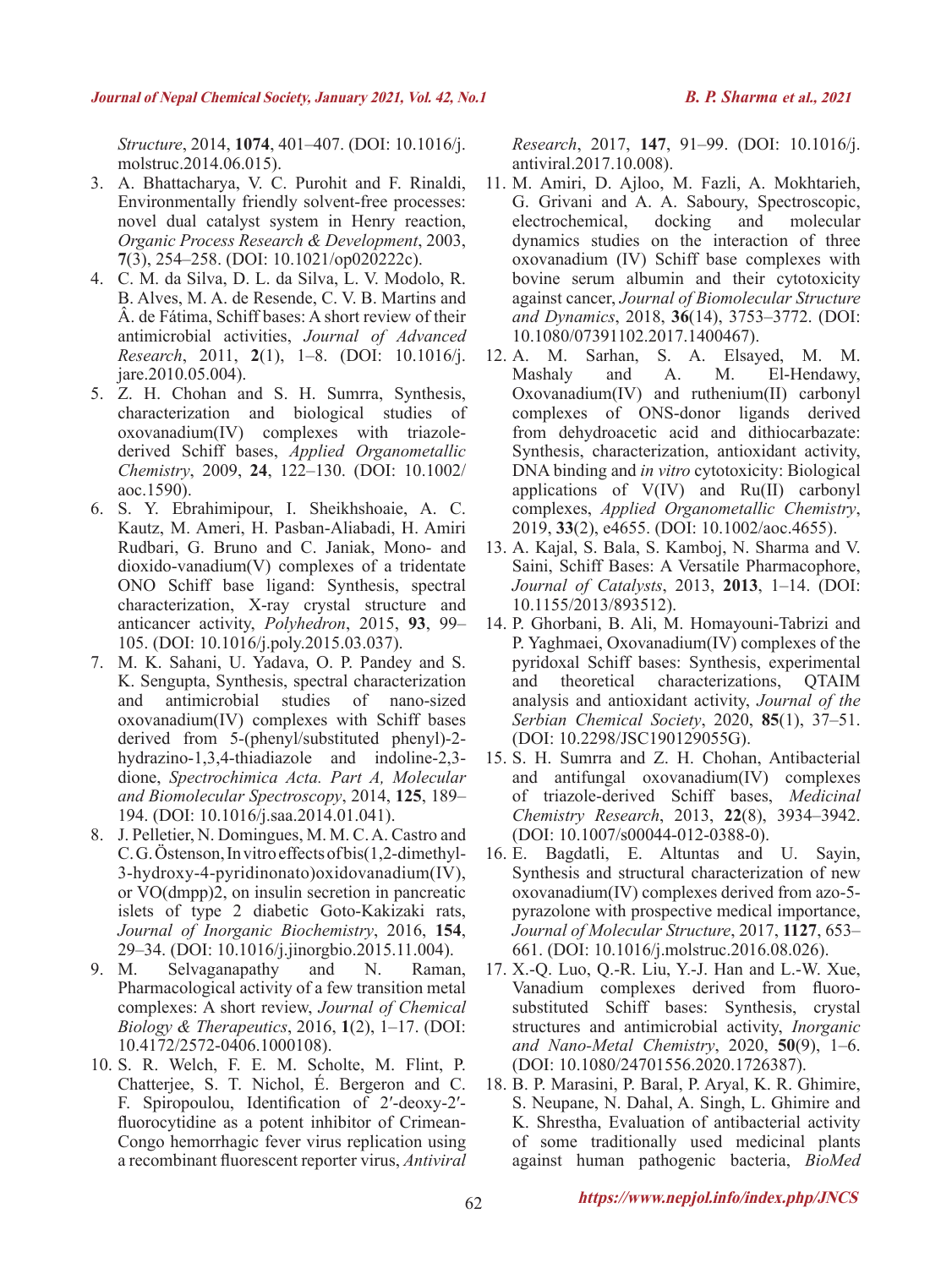*Structure*, 2014, **1074**, 401–407. (DOI: 10.1016/j.molstruc.2014.06.015).

3. A. Bhattacharya, V. C. Purohit and F. Rinaldi, Environmentally friendly solvent-free processes: novel dual catalyst system in Henry reaction, *Organic Process Research & Development*, 2003, **7**(3), 254–258. (DOI: 10.1021/op020222c).
4. C. M. da Silva, D. L. da Silva, L. V. Modolo, R. B. Alves, M. A. de Resende, C. V. B. Martins and Â. de Fátima, Schiff bases: A short review of their antimicrobial activities, *Journal of Advanced Research*, 2011, **2**(1), 1–8. (DOI: 10.1016/j.jare.2010.05.004).
5. Z. H. Chohan and S. H. Sumrra, Synthesis, characterization and biological studies of oxovanadium(IV) complexes with triazole-derived Schiff bases, *Applied Organometallic Chemistry*, 2009, **24**, 122–130. (DOI: 10.1002/aoc.1590).
6. S. Y. Ebrahimipour, I. Sheikhshoaie, A. C. Kautz, M. Ameri, H. Pasban-Aliabadi, H. Amiri Rudbari, G. Bruno and C. Janiak, Mono- and dioxido-vanadium(V) complexes of a tridentate ONO Schiff base ligand: Synthesis, spectral characterization, X-ray crystal structure and anticancer activity, *Polyhedron*, 2015, **93**, 99–105. (DOI: 10.1016/j.poly.2015.03.037).
7. M. K. Sahani, U. Yadava, O. P. Pandey and S. K. Sengupta, Synthesis, spectral characterization and antimicrobial studies of nano-sized oxovanadium(IV) complexes with Schiff bases derived from 5-(phenyl/substituted phenyl)-2-hydrazino-1,3,4-thiadiazole and indoline-2,3-dione, *Spectrochimica Acta. Part A, Molecular and Biomolecular Spectroscopy*, 2014, **125**, 189–194. (DOI: 10.1016/j.saa.2014.01.041).
8. J. Pelletier, N. Domingues, M. M. C. A. Castro and C. G. Östenson, In vitro effects of bis(1,2-dimethyl-3-hydroxy-4-pyridinonato)oxidovanadium(IV), or VO(dmpp)2, on insulin secretion in pancreatic islets of type 2 diabetic Goto-Kakizaki rats, *Journal of Inorganic Biochemistry*, 2016, **154**, 29–34. (DOI: 10.1016/j.jinorgbio.2015.11.004).
9. M. Selvaganapathy and N. Raman, Pharmacological activity of a few transition metal complexes: A short review, *Journal of Chemical Biology & Therapeutics*, 2016, **1**(2), 1–17. (DOI: 10.4172/2572-0406.1000108).
10. S. R. Welch, F. E. M. Scholte, M. Flint, P. Chatterjee, S. T. Nichol, É. Bergeron and C. F. Spiropoulou, Identification of 2′-deoxy-2′-fluorocytidine as a potent inhibitor of Crimean-Congo hemorrhagic fever virus replication using a recombinant fluorescent reporter virus, *Antiviral Research*, 2017, **147**, 91–99. (DOI: 10.1016/j.antiviral.2017.10.008).
11. M. Amiri, D. Ajloo, M. Fazli, A. Mokhtarieh, G. Grivani and A. A. Saboury, Spectroscopic, electrochemical, docking and molecular dynamics studies on the interaction of three oxovanadium (IV) Schiff base complexes with bovine serum albumin and their cytotoxicity against cancer, *Journal of Biomolecular Structure and Dynamics*, 2018, **36**(14), 3753–3772. (DOI: 10.1080/07391102.2017.1400467).
12. A. M. Sarhan, S. A. Elsayed, M. M. Mashaly and A. M. El-Hendawy, Oxovanadium(IV) and ruthenium(II) carbonyl complexes of ONS-donor ligands derived from dehydroacetic acid and dithiocarbazate: Synthesis, characterization, antioxidant activity, DNA binding and *in vitro* cytotoxicity: Biological applications of V(IV) and Ru(II) carbonyl complexes, *Applied Organometallic Chemistry*, 2019, **33**(2), e4655. (DOI: 10.1002/aoc.4655).
13. A. Kajal, S. Bala, S. Kamboj, N. Sharma and V. Saini, Schiff Bases: A Versatile Pharmacophore, *Journal of Catalysts*, 2013, **2013**, 1–14. (DOI: 10.1155/2013/893512).
14. P. Ghorbani, B. Ali, M. Homayouni-Tabrizi and P. Yaghmaei, Oxovanadium(IV) complexes of the pyridoxal Schiff bases: Synthesis, experimental and theoretical characterizations, QTAIM analysis and antioxidant activity, *Journal of the Serbian Chemical Society*, 2020, **85**(1), 37–51. (DOI: 10.2298/JSC190129055G).
15. S. H. Sumrra and Z. H. Chohan, Antibacterial and antifungal oxovanadium(IV) complexes of triazole-derived Schiff bases, *Medicinal Chemistry Research*, 2013, **22**(8), 3934–3942. (DOI: 10.1007/s00044-012-0388-0).
16. E. Bagdatli, E. Altuntas and U. Sayin, Synthesis and structural characterization of new oxovanadium(IV) complexes derived from azo-5-pyrazolone with prospective medical importance, *Journal of Molecular Structure*, 2017, **1127**, 653–661. (DOI: 10.1016/j.molstruc.2016.08.026).
17. X.-Q. Luo, Q.-R. Liu, Y.-J. Han and L.-W. Xue, Vanadium complexes derived from fluoro-substituted Schiff bases: Synthesis, crystal structures and antimicrobial activity, *Inorganic and Nano-Metal Chemistry*, 2020, **50**(9), 1–6. (DOI: 10.1080/24701556.2020.1726387).
18. B. P. Marasini, P. Baral, P. Aryal, K. R. Ghimire, S. Neupane, N. Dahal, A. Singh, L. Ghimire and K. Shrestha, Evaluation of antibacterial activity of some traditionally used medicinal plants against human pathogenic bacteria, *BioMed*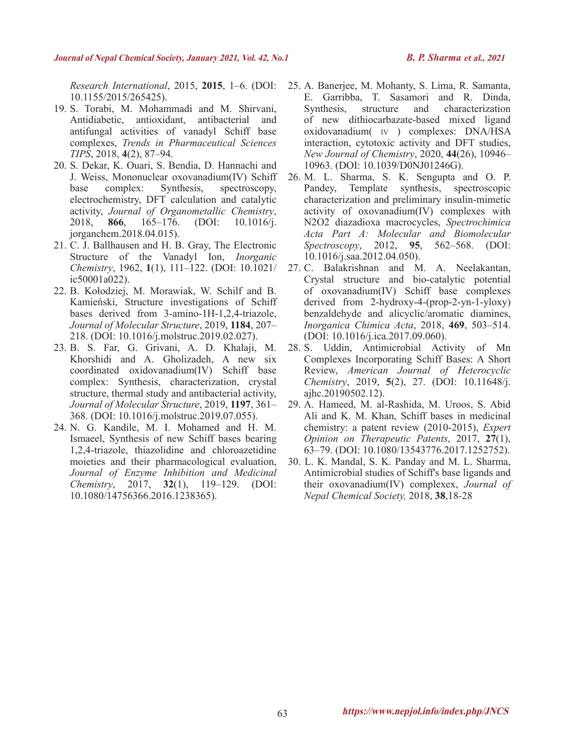*Research International*, 2015, **2015**, 1–6. (DOI: 10.1155/2015/265425).

19. S. Torabi, M. Mohammadi and M. Shirvani, Antidiabetic, antioxidant, antibacterial and antifungal activities of vanadyl Schiff base complexes, *Trends in Pharmaceutical Sciences TIPS*, 2018, **4**(2), 87–94.
20. S. Dekar, K. Ouari, S. Bendia, D. Hannachi and J. Weiss, Mononuclear oxovanadium(IV) Schiff base complex: Synthesis, spectroscopy, electrochemistry, DFT calculation and catalytic activity, *Journal of Organometallic Chemistry*, 2018, **866**, 165–176. (DOI: 10.1016/j.jorganchem.2018.04.015).
21. C. J. Ballhausen and H. B. Gray, The Electronic Structure of the Vanadyl Ion, *Inorganic Chemistry*, 1962, **1**(1), 111–122. (DOI: 10.1021/ic50001a022).
22. B. Kołodziej, M. Morawiak, W. Schilf and B. Kamieński, Structure investigations of Schiff bases derived from 3-amino-1H-1,2,4-triazole, *Journal of Molecular Structure*, 2019, **1184**, 207–218. (DOI: 10.1016/j.molstruc.2019.02.027).
23. B. S. Far, G. Grivani, A. D. Khalaji, M. Khorshidi and A. Gholizadeh, A new six coordinated oxidovanadium(IV) Schiff base complex: Synthesis, characterization, crystal structure, thermal study and antibacterial activity, *Journal of Molecular Structure*, 2019, **1197**, 361–368. (DOI: 10.1016/j.molstruc.2019.07.055).
24. N. G. Kandile, M. I. Mohamed and H. M. Ismaeel, Synthesis of new Schiff bases bearing 1,2,4-triazole, thiazolidine and chloroazetidine moieties and their pharmacological evaluation, *Journal of Enzyme Inhibition and Medicinal Chemistry*, 2017, **32**(1), 119–129. (DOI: 10.1080/14756366.2016.1238365).
25. A. Banerjee, M. Mohanty, S. Lima, R. Samanta, E. Garribba, T. Sasamori and R. Dinda, Synthesis, structure and characterization of new dithiocarbazate-based mixed ligand oxidovanadium( IV ) complexes: DNA/HSA interaction, cytotoxic activity and DFT studies, *New Journal of Chemistry*, 2020, **44**(26), 10946–10963. (DOI: 10.1039/D0NJ01246G).
26. M. L. Sharma, S. K. Sengupta and O. P. Pandey, Template synthesis, spectroscopic characterization and preliminary insulin-mimetic activity of oxovanadium(IV) complexes with N2O2 diazadioxa macrocycles, *Spectrochimica Acta Part A: Molecular and Biomolecular Spectroscopy*, 2012, **95**, 562–568. (DOI: 10.1016/j.saa.2012.04.050).
27. C. Balakrishnan and M. A. Neelakantan, Crystal structure and bio-catalytic potential of oxovanadium(IV) Schiff base complexes derived from 2-hydroxy-4-(prop-2-yn-1-yloxy) benzaldehyde and alicyclic/aromatic diamines, *Inorganica Chimica Acta*, 2018, **469**, 503–514. (DOI: 10.1016/j.ica.2017.09.060).
28. S. Uddin, Antimicrobial Activity of Mn Complexes Incorporating Schiff Bases: A Short Review, *American Journal of Heterocyclic Chemistry*, 2019, **5**(2), 27. (DOI: 10.11648/j.ajhc.20190502.12).
29. A. Hameed, M. al-Rashida, M. Uroos, S. Abid Ali and K. M. Khan, Schiff bases in medicinal chemistry: a patent review (2010-2015), *Expert Opinion on Therapeutic Patents*, 2017, **27**(1), 63–79. (DOI: 10.1080/13543776.2017.1252752).
30. L. K. Mandal, S. K. Panday and M. L. Sharma, Antimicrobial studies of Schiff's base ligands and their oxovanadium(IV) complexex, *Journal of Nepal Chemical Society,* 2018, **38**,18-28